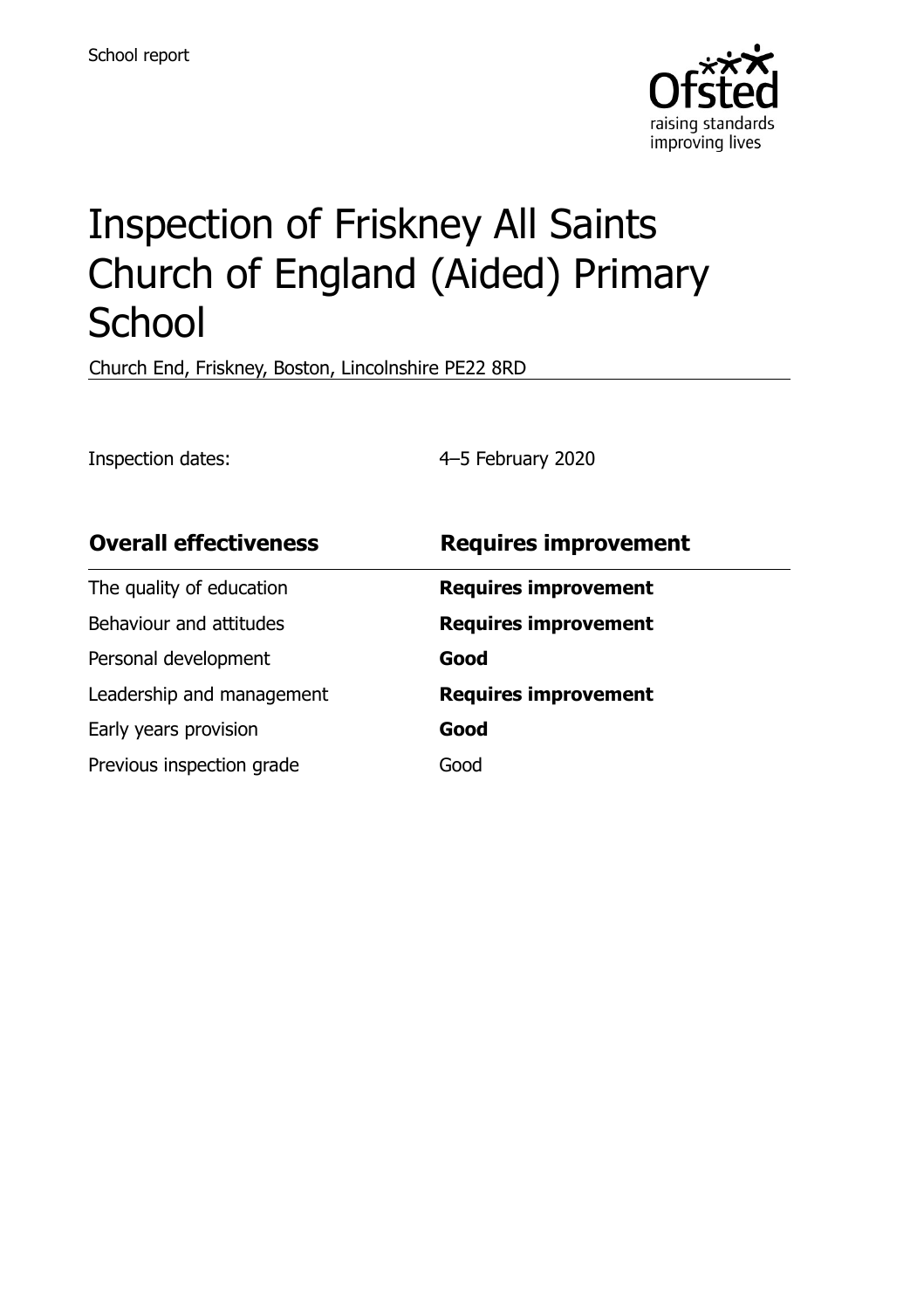School report

# Inspection of Friskney All Saints Church of England (Aided) Primary School

Church End, Friskney, Boston, Lincolnshire PE22 8RD

Inspection dates: 4–5 February 2020

| **Overall effectiveness** | **Requires improvement** |
| --- | --- |
| The quality of education | **Requires improvement** |
| Behaviour and attitudes | **Requires improvement** |
| Personal development | **Good** |
| Leadership and management | **Requires improvement** |
| Early years provision | **Good** |
| Previous inspection grade | Good |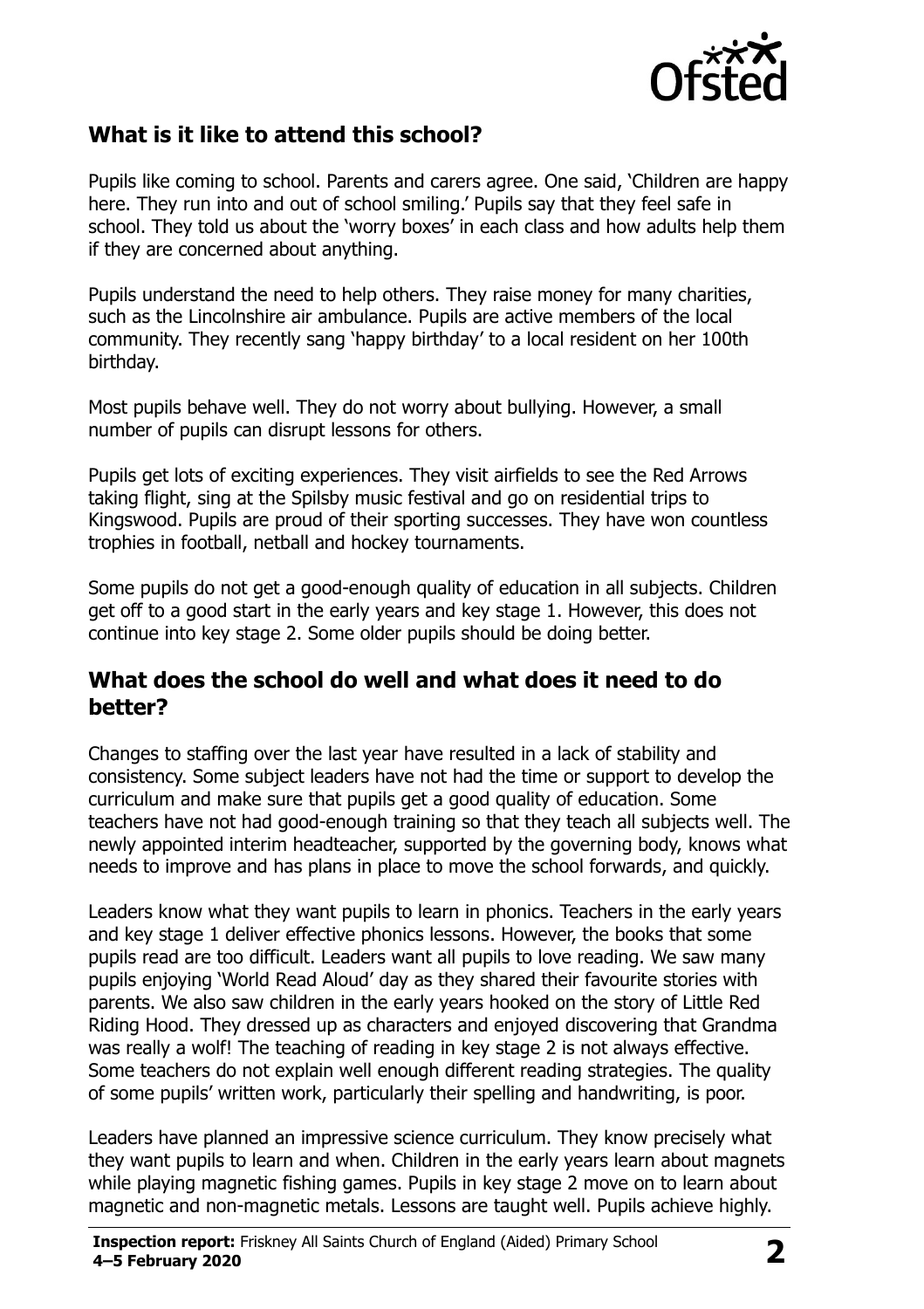## What is it like to attend this school?

Pupils like coming to school. Parents and carers agree. One said, 'Children are happy here. They run into and out of school smiling.' Pupils say that they feel safe in school. They told us about the 'worry boxes' in each class and how adults help them if they are concerned about anything.

Pupils understand the need to help others. They raise money for many charities, such as the Lincolnshire air ambulance. Pupils are active members of the local community. They recently sang 'happy birthday' to a local resident on her 100th birthday.

Most pupils behave well. They do not worry about bullying. However, a small number of pupils can disrupt lessons for others.

Pupils get lots of exciting experiences. They visit airfields to see the Red Arrows taking flight, sing at the Spilsby music festival and go on residential trips to Kingswood. Pupils are proud of their sporting successes. They have won countless trophies in football, netball and hockey tournaments.

Some pupils do not get a good-enough quality of education in all subjects. Children get off to a good start in the early years and key stage 1. However, this does not continue into key stage 2. Some older pupils should be doing better.

## What does the school do well and what does it need to do better?

Changes to staffing over the last year have resulted in a lack of stability and consistency. Some subject leaders have not had the time or support to develop the curriculum and make sure that pupils get a good quality of education. Some teachers have not had good-enough training so that they teach all subjects well. The newly appointed interim headteacher, supported by the governing body, knows what needs to improve and has plans in place to move the school forwards, and quickly.

Leaders know what they want pupils to learn in phonics. Teachers in the early years and key stage 1 deliver effective phonics lessons. However, the books that some pupils read are too difficult. Leaders want all pupils to love reading. We saw many pupils enjoying 'World Read Aloud' day as they shared their favourite stories with parents. We also saw children in the early years hooked on the story of Little Red Riding Hood. They dressed up as characters and enjoyed discovering that Grandma was really a wolf! The teaching of reading in key stage 2 is not always effective. Some teachers do not explain well enough different reading strategies. The quality of some pupils' written work, particularly their spelling and handwriting, is poor.

Leaders have planned an impressive science curriculum. They know precisely what they want pupils to learn and when. Children in the early years learn about magnets while playing magnetic fishing games. Pupils in key stage 2 move on to learn about magnetic and non-magnetic metals. Lessons are taught well. Pupils achieve highly.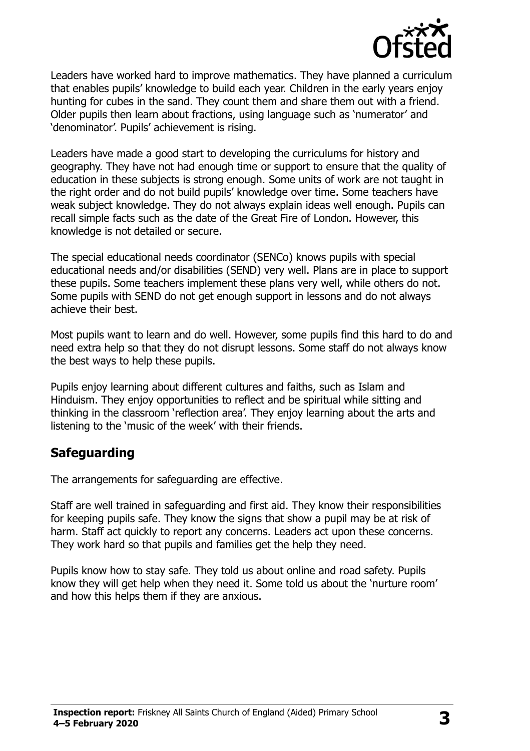Leaders have worked hard to improve mathematics. They have planned a curriculum that enables pupils' knowledge to build each year. Children in the early years enjoy hunting for cubes in the sand. They count them and share them out with a friend. Older pupils then learn about fractions, using language such as 'numerator' and 'denominator'. Pupils' achievement is rising.

Leaders have made a good start to developing the curriculums for history and geography. They have not had enough time or support to ensure that the quality of education in these subjects is strong enough. Some units of work are not taught in the right order and do not build pupils' knowledge over time. Some teachers have weak subject knowledge. They do not always explain ideas well enough. Pupils can recall simple facts such as the date of the Great Fire of London. However, this knowledge is not detailed or secure.

The special educational needs coordinator (SENCo) knows pupils with special educational needs and/or disabilities (SEND) very well. Plans are in place to support these pupils. Some teachers implement these plans very well, while others do not. Some pupils with SEND do not get enough support in lessons and do not always achieve their best.

Most pupils want to learn and do well. However, some pupils find this hard to do and need extra help so that they do not disrupt lessons. Some staff do not always know the best ways to help these pupils.

Pupils enjoy learning about different cultures and faiths, such as Islam and Hinduism. They enjoy opportunities to reflect and be spiritual while sitting and thinking in the classroom 'reflection area'. They enjoy learning about the arts and listening to the 'music of the week' with their friends.

## Safeguarding

The arrangements for safeguarding are effective.

Staff are well trained in safeguarding and first aid. They know their responsibilities for keeping pupils safe. They know the signs that show a pupil may be at risk of harm. Staff act quickly to report any concerns. Leaders act upon these concerns. They work hard so that pupils and families get the help they need.

Pupils know how to stay safe. They told us about online and road safety. Pupils know they will get help when they need it. Some told us about the 'nurture room' and how this helps them if they are anxious.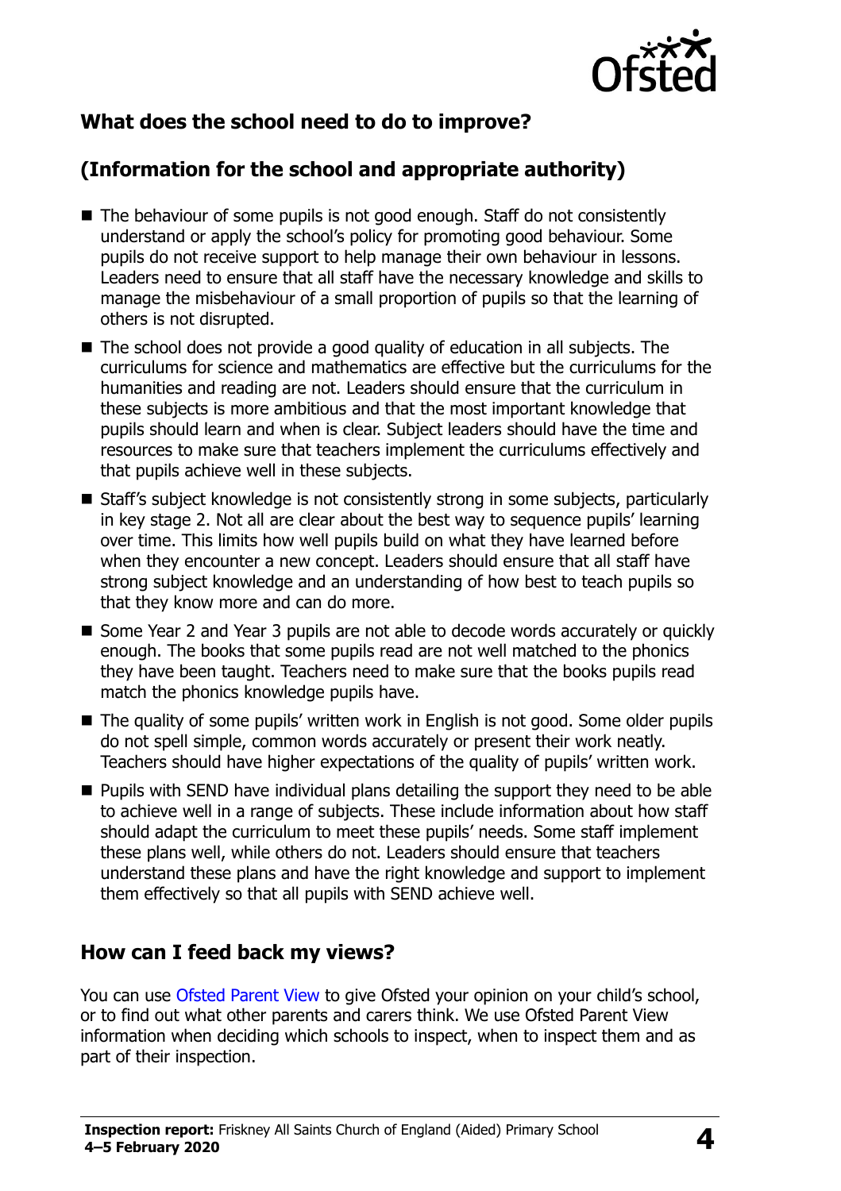## What does the school need to do to improve?

## (Information for the school and appropriate authority)

- The behaviour of some pupils is not good enough. Staff do not consistently understand or apply the school's policy for promoting good behaviour. Some pupils do not receive support to help manage their own behaviour in lessons. Leaders need to ensure that all staff have the necessary knowledge and skills to manage the misbehaviour of a small proportion of pupils so that the learning of others is not disrupted.
- The school does not provide a good quality of education in all subjects. The curriculums for science and mathematics are effective but the curriculums for the humanities and reading are not. Leaders should ensure that the curriculum in these subjects is more ambitious and that the most important knowledge that pupils should learn and when is clear. Subject leaders should have the time and resources to make sure that teachers implement the curriculums effectively and that pupils achieve well in these subjects.
- Staff's subject knowledge is not consistently strong in some subjects, particularly in key stage 2. Not all are clear about the best way to sequence pupils' learning over time. This limits how well pupils build on what they have learned before when they encounter a new concept. Leaders should ensure that all staff have strong subject knowledge and an understanding of how best to teach pupils so that they know more and can do more.
- Some Year 2 and Year 3 pupils are not able to decode words accurately or quickly enough. The books that some pupils read are not well matched to the phonics they have been taught. Teachers need to make sure that the books pupils read match the phonics knowledge pupils have.
- The quality of some pupils' written work in English is not good. Some older pupils do not spell simple, common words accurately or present their work neatly. Teachers should have higher expectations of the quality of pupils' written work.
- Pupils with SEND have individual plans detailing the support they need to be able to achieve well in a range of subjects. These include information about how staff should adapt the curriculum to meet these pupils' needs. Some staff implement these plans well, while others do not. Leaders should ensure that teachers understand these plans and have the right knowledge and support to implement them effectively so that all pupils with SEND achieve well.

## How can I feed back my views?

You can use Ofsted Parent View to give Ofsted your opinion on your child's school, or to find out what other parents and carers think. We use Ofsted Parent View information when deciding which schools to inspect, when to inspect them and as part of their inspection.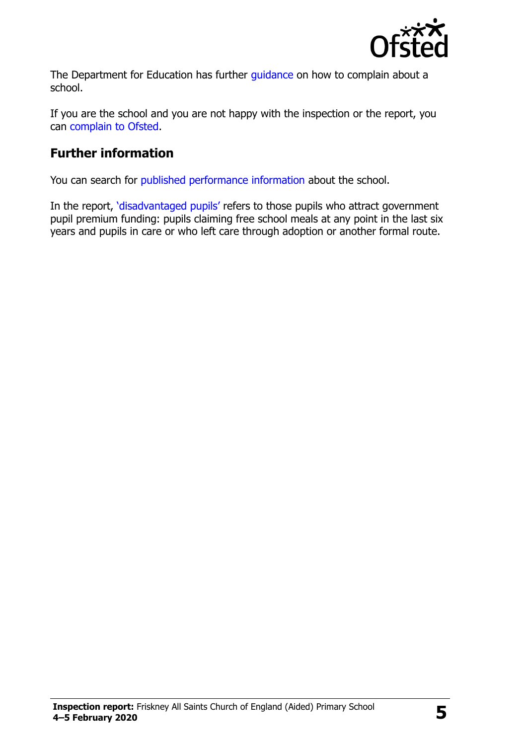The Department for Education has further guidance on how to complain about a school.

If you are the school and you are not happy with the inspection or the report, you can complain to Ofsted.

## Further information

You can search for published performance information about the school.

In the report, 'disadvantaged pupils' refers to those pupils who attract government pupil premium funding: pupils claiming free school meals at any point in the last six years and pupils in care or who left care through adoption or another formal route.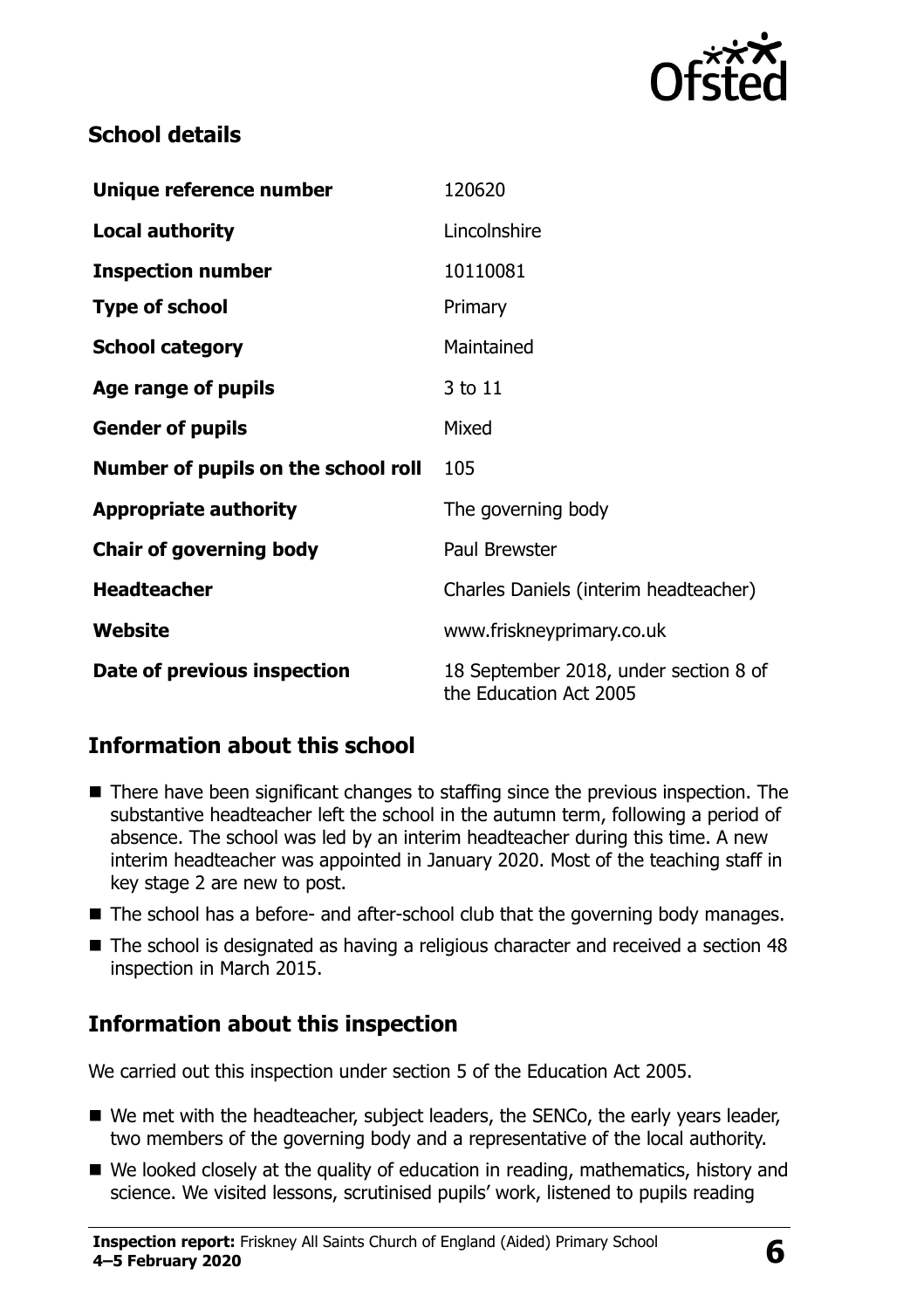## School details

| Unique reference number | 120620 |
|---|---|
| **Local authority** | Lincolnshire |
| **Inspection number** | 10110081 |
| **Type of school** | Primary |
| **School category** | Maintained |
| **Age range of pupils** | 3 to 11 |
| **Gender of pupils** | Mixed |
| **Number of pupils on the school roll** | 105 |
| **Appropriate authority** | The governing body |
| **Chair of governing body** | Paul Brewster |
| **Headteacher** | Charles Daniels (interim headteacher) |
| **Website** | www.friskneyprimary.co.uk |
| **Date of previous inspection** | 18 September 2018, under section 8 of the Education Act 2005 |

## Information about this school

- There have been significant changes to staffing since the previous inspection. The substantive headteacher left the school in the autumn term, following a period of absence. The school was led by an interim headteacher during this time. A new interim headteacher was appointed in January 2020. Most of the teaching staff in key stage 2 are new to post.
- The school has a before- and after-school club that the governing body manages.
- The school is designated as having a religious character and received a section 48 inspection in March 2015.

## Information about this inspection

We carried out this inspection under section 5 of the Education Act 2005.

- We met with the headteacher, subject leaders, the SENCo, the early years leader, two members of the governing body and a representative of the local authority.
- We looked closely at the quality of education in reading, mathematics, history and science. We visited lessons, scrutinised pupils' work, listened to pupils reading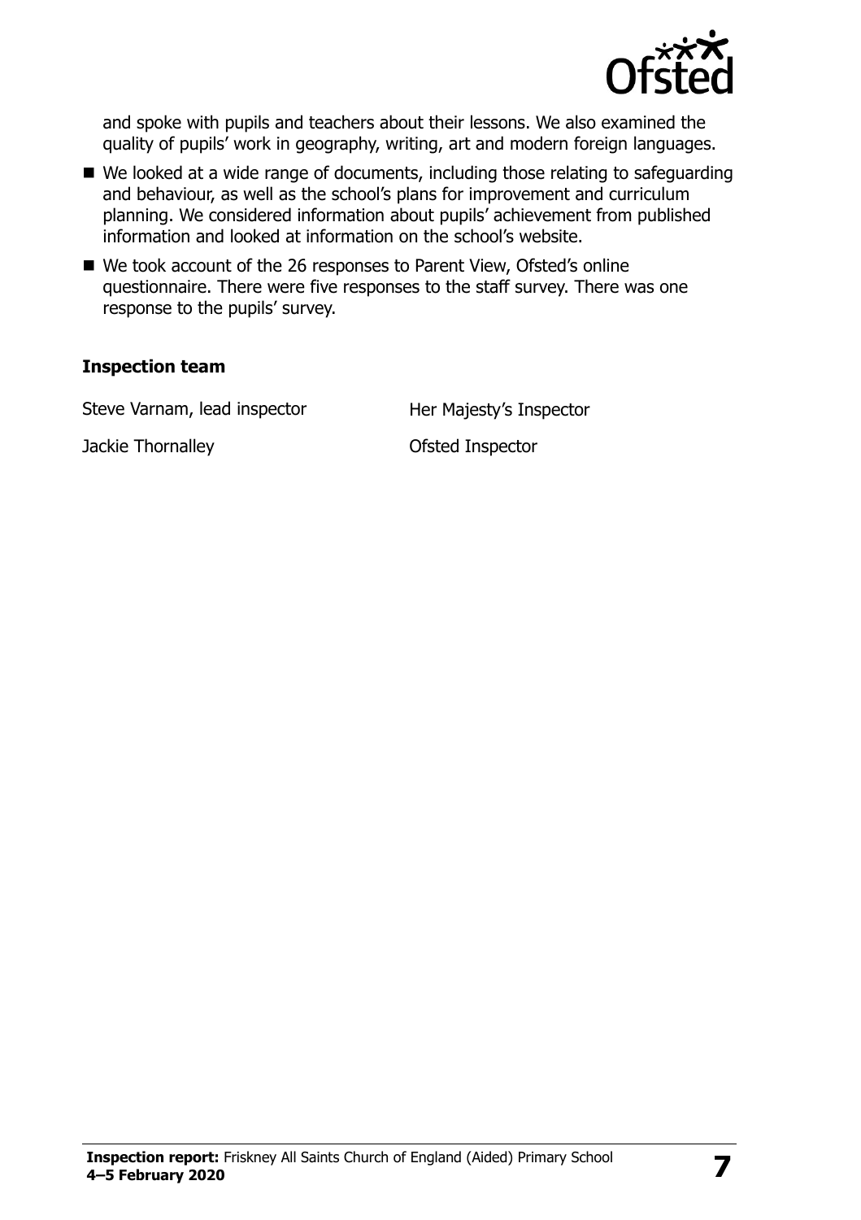and spoke with pupils and teachers about their lessons. We also examined the quality of pupils' work in geography, writing, art and modern foreign languages.

- We looked at a wide range of documents, including those relating to safeguarding and behaviour, as well as the school's plans for improvement and curriculum planning. We considered information about pupils' achievement from published information and looked at information on the school's website.
- We took account of the 26 responses to Parent View, Ofsted's online questionnaire. There were five responses to the staff survey. There was one response to the pupils' survey.

**Inspection team**

| | |
|---|---|
| Steve Varnam, lead inspector | Her Majesty's Inspector |
| Jackie Thornalley | Ofsted Inspector |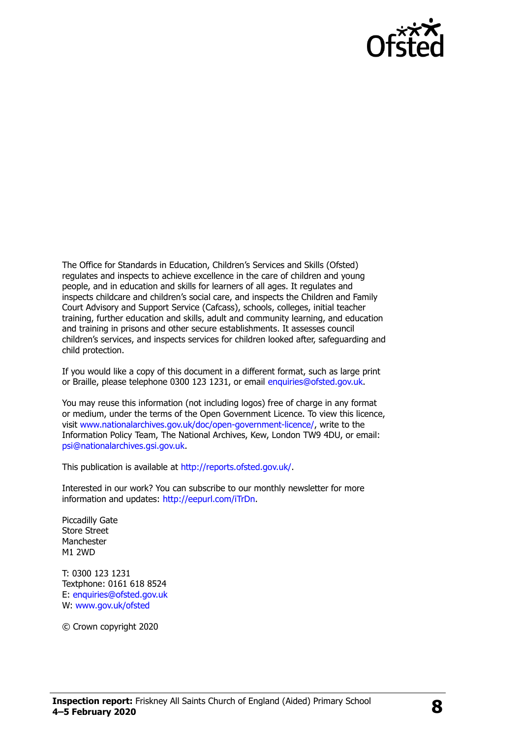The Office for Standards in Education, Children's Services and Skills (Ofsted) regulates and inspects to achieve excellence in the care of children and young people, and in education and skills for learners of all ages. It regulates and inspects childcare and children's social care, and inspects the Children and Family Court Advisory and Support Service (Cafcass), schools, colleges, initial teacher training, further education and skills, adult and community learning, and education and training in prisons and other secure establishments. It assesses council children's services, and inspects services for children looked after, safeguarding and child protection.

If you would like a copy of this document in a different format, such as large print or Braille, please telephone 0300 123 1231, or email enquiries@ofsted.gov.uk.

You may reuse this information (not including logos) free of charge in any format or medium, under the terms of the Open Government Licence. To view this licence, visit www.nationalarchives.gov.uk/doc/open-government-licence/, write to the Information Policy Team, The National Archives, Kew, London TW9 4DU, or email: psi@nationalarchives.gsi.gov.uk.

This publication is available at http://reports.ofsted.gov.uk/.

Interested in our work? You can subscribe to our monthly newsletter for more information and updates: http://eepurl.com/iTrDn.

Piccadilly Gate
Store Street
Manchester
M1 2WD

T: 0300 123 1231
Textphone: 0161 618 8524
E: enquiries@ofsted.gov.uk
W: www.gov.uk/ofsted

© Crown copyright 2020